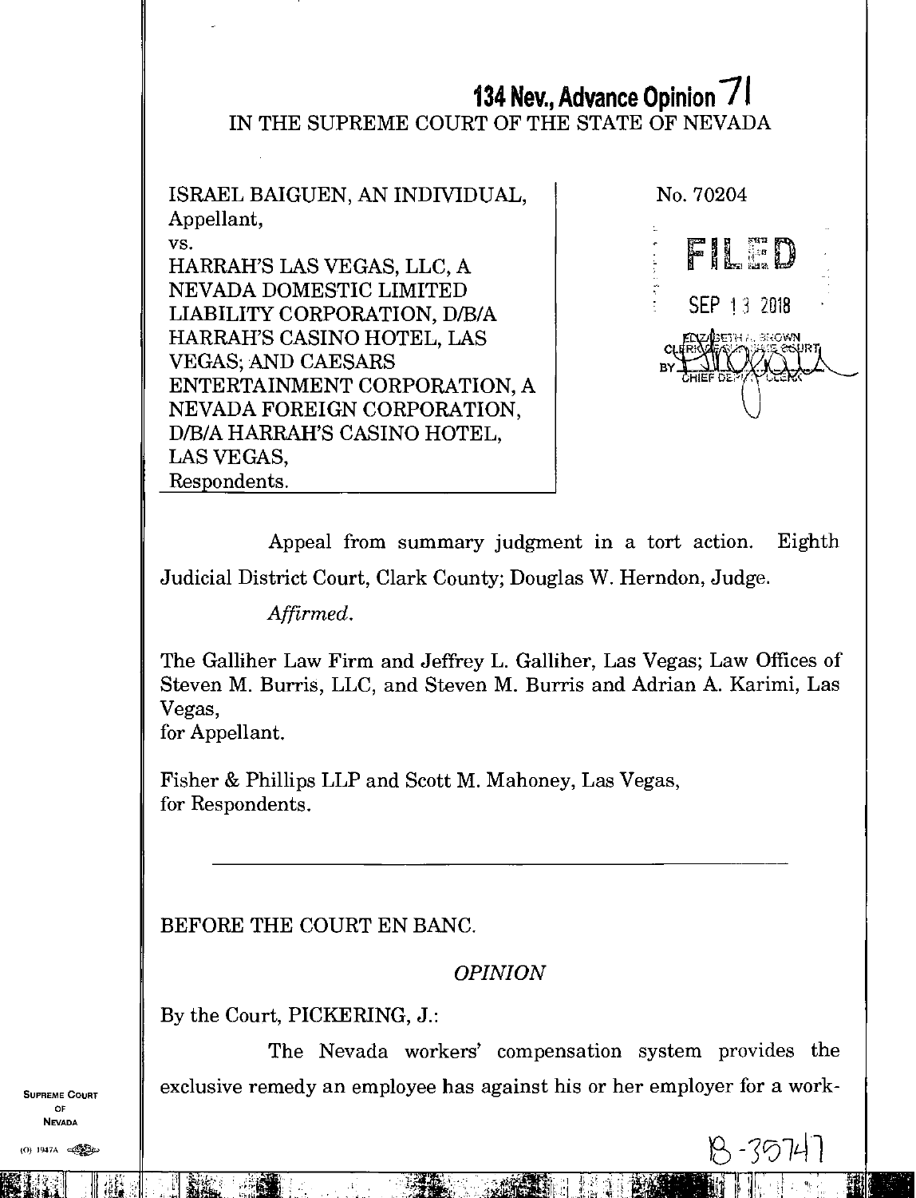**134 Nev., Advance Opinion 71**

IN THE SUPREME COURT OF THE STATE OF NEVADA

ISRAEL BAIGUEN, AN INDIVIDUAL,
Appellant,
vs.
HARRAH'S LAS VEGAS, LLC, A NEVADA DOMESTIC LIMITED LIABILITY CORPORATION, D/B/A HARRAH'S CASINO HOTEL, LAS VEGAS; AND CAESARS ENTERTAINMENT CORPORATION, A NEVADA FOREIGN CORPORATION, D/B/A HARRAH'S CASINO HOTEL, LAS VEGAS,
Respondents.

No. 70204

FILED

SEP 13 2018

ELIZABETH A. BROWN
CLERK OF SUPREME COURT
BY
CHIEF DEPUTY CLERK

Appeal from summary judgment in a tort action. Eighth Judicial District Court, Clark County; Douglas W. Herndon, Judge.

*Affirmed.*

The Galliher Law Firm and Jeffrey L. Galliher, Las Vegas; Law Offices of Steven M. Burris, LLC, and Steven M. Burris and Adrian A. Karimi, Las Vegas,
for Appellant.

Fisher & Phillips LLP and Scott M. Mahoney, Las Vegas,
for Respondents.

---

BEFORE THE COURT EN BANC.

*OPINION*

By the Court, PICKERING, J.:

The Nevada workers' compensation system provides the exclusive remedy an employee has against his or her employer for a work-

18-35747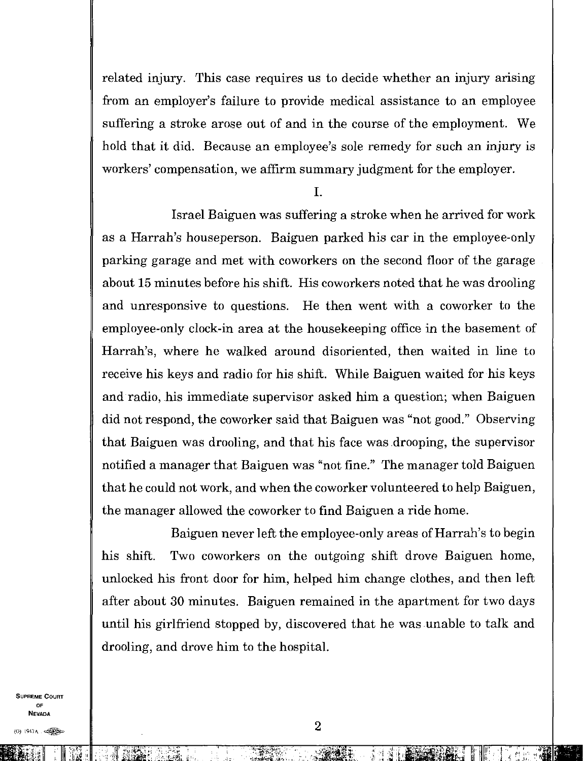related injury. This case requires us to decide whether an injury arising from an employer's failure to provide medical assistance to an employee suffering a stroke arose out of and in the course of the employment. We hold that it did. Because an employee's sole remedy for such an injury is workers' compensation, we affirm summary judgment for the employer.

## I.

Israel Baiguen was suffering a stroke when he arrived for work as a Harrah's houseperson. Baiguen parked his car in the employee-only parking garage and met with coworkers on the second floor of the garage about 15 minutes before his shift. His coworkers noted that he was drooling and unresponsive to questions. He then went with a coworker to the employee-only clock-in area at the housekeeping office in the basement of Harrah's, where he walked around disoriented, then waited in line to receive his keys and radio for his shift. While Baiguen waited for his keys and radio, his immediate supervisor asked him a question; when Baiguen did not respond, the coworker said that Baiguen was "not good." Observing that Baiguen was drooling, and that his face was drooping, the supervisor notified a manager that Baiguen was "not fine." The manager told Baiguen that he could not work, and when the coworker volunteered to help Baiguen, the manager allowed the coworker to find Baiguen a ride home.

Baiguen never left the employee-only areas of Harrah's to begin his shift. Two coworkers on the outgoing shift drove Baiguen home, unlocked his front door for him, helped him change clothes, and then left after about 30 minutes. Baiguen remained in the apartment for two days until his girlfriend stopped by, discovered that he was unable to talk and drooling, and drove him to the hospital.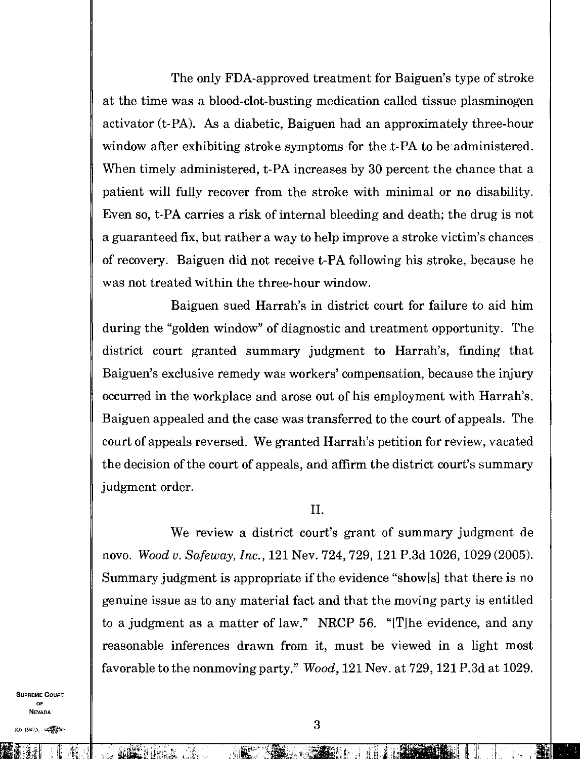The only FDA-approved treatment for Baiguen's type of stroke at the time was a blood-clot-busting medication called tissue plasminogen activator (t-PA). As a diabetic, Baiguen had an approximately three-hour window after exhibiting stroke symptoms for the t-PA to be administered. When timely administered, t-PA increases by 30 percent the chance that a patient will fully recover from the stroke with minimal or no disability. Even so, t-PA carries a risk of internal bleeding and death; the drug is not a guaranteed fix, but rather a way to help improve a stroke victim's chances of recovery. Baiguen did not receive t-PA following his stroke, because he was not treated within the three-hour window.

Baiguen sued Harrah's in district court for failure to aid him during the "golden window" of diagnostic and treatment opportunity. The district court granted summary judgment to Harrah's, finding that Baiguen's exclusive remedy was workers' compensation, because the injury occurred in the workplace and arose out of his employment with Harrah's. Baiguen appealed and the case was transferred to the court of appeals. The court of appeals reversed. We granted Harrah's petition for review, vacated the decision of the court of appeals, and affirm the district court's summary judgment order.

## II.

We review a district court's grant of summary judgment de novo. *Wood v. Safeway, Inc.*, 121 Nev. 724, 729, 121 P.3d 1026, 1029 (2005). Summary judgment is appropriate if the evidence "show[s] that there is no genuine issue as to any material fact and that the moving party is entitled to a judgment as a matter of law." NRCP 56. "[T]he evidence, and any reasonable inferences drawn from it, must be viewed in a light most favorable to the nonmoving party." *Wood*, 121 Nev. at 729, 121 P.3d at 1029.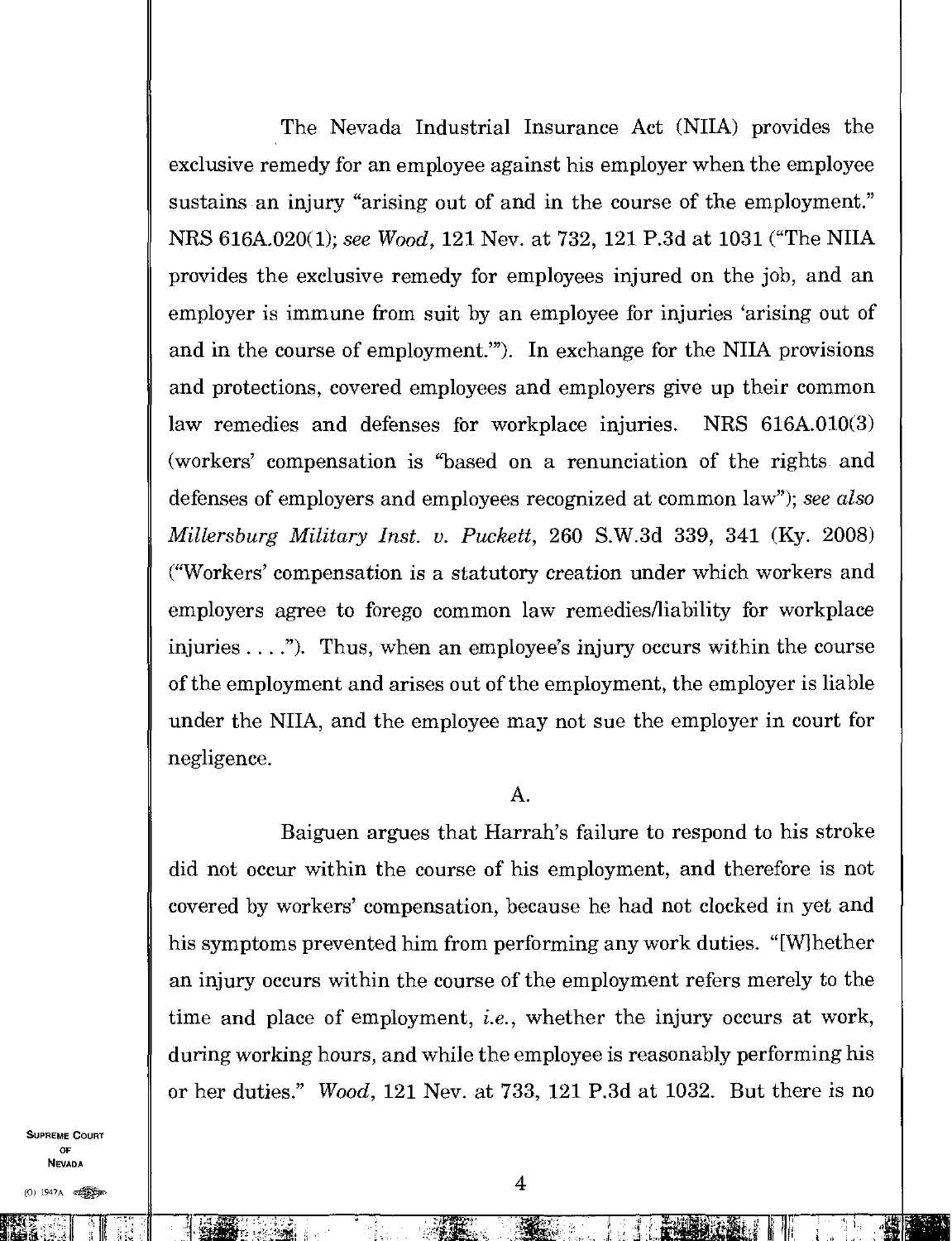The Nevada Industrial Insurance Act (NIIA) provides the exclusive remedy for an employee against his employer when the employee sustains an injury "arising out of and in the course of the employment." NRS 616A.020(1); *see Wood*, 121 Nev. at 732, 121 P.3d at 1031 ("The NIIA provides the exclusive remedy for employees injured on the job, and an employer is immune from suit by an employee for injuries 'arising out of and in the course of employment.'"). In exchange for the NIIA provisions and protections, covered employees and employers give up their common law remedies and defenses for workplace injuries. NRS 616A.010(3) (workers' compensation is "based on a renunciation of the rights and defenses of employers and employees recognized at common law"); *see also Millersburg Military Inst. v. Puckett*, 260 S.W.3d 339, 341 (Ky. 2008) ("Workers' compensation is a statutory creation under which workers and employers agree to forego common law remedies/liability for workplace injuries . . . ."). Thus, when an employee's injury occurs within the course of the employment and arises out of the employment, the employer is liable under the NIIA, and the employee may not sue the employer in court for negligence.

A.

Baiguen argues that Harrah's failure to respond to his stroke did not occur within the course of his employment, and therefore is not covered by workers' compensation, because he had not clocked in yet and his symptoms prevented him from performing any work duties. "[W]hether an injury occurs within the course of the employment refers merely to the time and place of employment, *i.e.*, whether the injury occurs at work, during working hours, and while the employee is reasonably performing his or her duties." *Wood*, 121 Nev. at 733, 121 P.3d at 1032. But there is no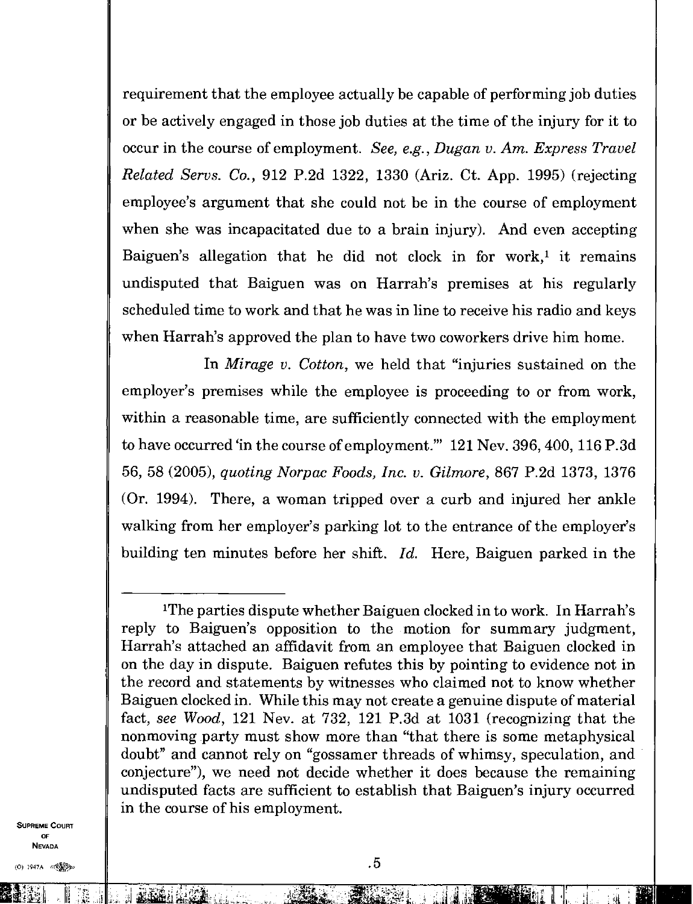requirement that the employee actually be capable of performing job duties or be actively engaged in those job duties at the time of the injury for it to occur in the course of employment. *See, e.g.*, *Dugan v. Am. Express Travel Related Servs. Co.*, 912 P.2d 1322, 1330 (Ariz. Ct. App. 1995) (rejecting employee's argument that she could not be in the course of employment when she was incapacitated due to a brain injury). And even accepting Baiguen's allegation that he did not clock in for work,[1] it remains undisputed that Baiguen was on Harrah's premises at his regularly scheduled time to work and that he was in line to receive his radio and keys when Harrah's approved the plan to have two coworkers drive him home.

In *Mirage v. Cotton*, we held that "injuries sustained on the employer's premises while the employee is proceeding to or from work, within a reasonable time, are sufficiently connected with the employment to have occurred 'in the course of employment.'" 121 Nev. 396, 400, 116 P.3d 56, 58 (2005), *quoting Norpac Foods, Inc. v. Gilmore*, 867 P.2d 1373, 1376 (Or. 1994). There, a woman tripped over a curb and injured her ankle walking from her employer's parking lot to the entrance of the employer's building ten minutes before her shift. *Id.* Here, Baiguen parked in the

---

[1]The parties dispute whether Baiguen clocked in to work. In Harrah's reply to Baiguen's opposition to the motion for summary judgment, Harrah's attached an affidavit from an employee that Baiguen clocked in on the day in dispute. Baiguen refutes this by pointing to evidence not in the record and statements by witnesses who claimed not to know whether Baiguen clocked in. While this may not create a genuine dispute of material fact, *see Wood*, 121 Nev. at 732, 121 P.3d at 1031 (recognizing that the nonmoving party must show more than "that there is some metaphysical doubt" and cannot rely on "gossamer threads of whimsy, speculation, and conjecture"), we need not decide whether it does because the remaining undisputed facts are sufficient to establish that Baiguen's injury occurred in the course of his employment.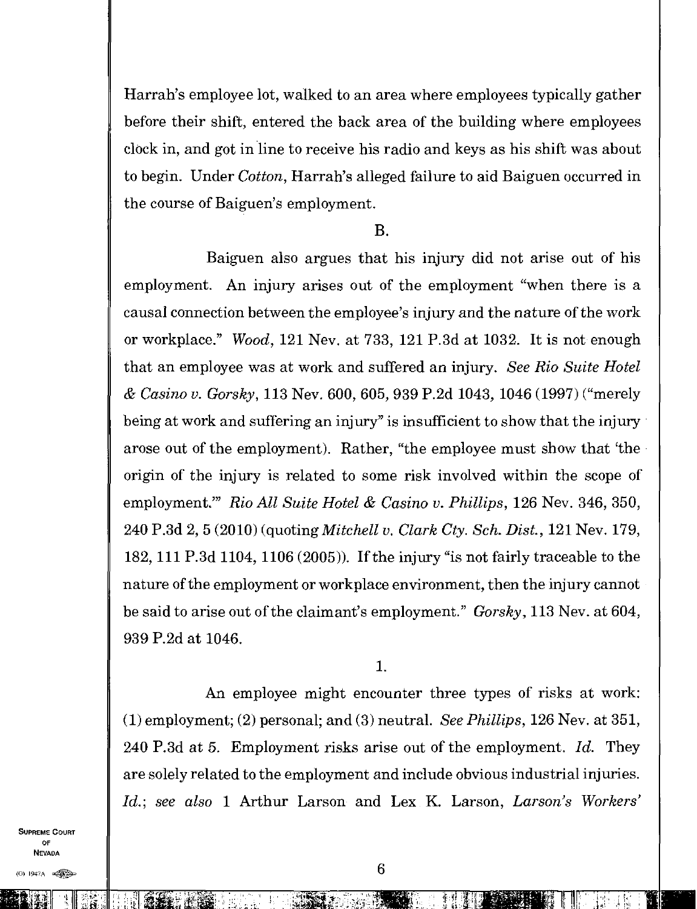Harrah's employee lot, walked to an area where employees typically gather before their shift, entered the back area of the building where employees clock in, and got in line to receive his radio and keys as his shift was about to begin. Under *Cotton*, Harrah's alleged failure to aid Baiguen occurred in the course of Baiguen's employment.

B.

Baiguen also argues that his injury did not arise out of his employment. An injury arises out of the employment "when there is a causal connection between the employee's injury and the nature of the work or workplace." *Wood*, 121 Nev. at 733, 121 P.3d at 1032. It is not enough that an employee was at work and suffered an injury. *See Rio Suite Hotel & Casino v. Gorsky*, 113 Nev. 600, 605, 939 P.2d 1043, 1046 (1997) ("merely being at work and suffering an injury" is insufficient to show that the injury arose out of the employment). Rather, "the employee must show that 'the origin of the injury is related to some risk involved within the scope of employment.'" *Rio All Suite Hotel & Casino v. Phillips*, 126 Nev. 346, 350, 240 P.3d 2, 5 (2010) (quoting *Mitchell v. Clark Cty. Sch. Dist.*, 121 Nev. 179, 182, 111 P.3d 1104, 1106 (2005)). If the injury "is not fairly traceable to the nature of the employment or workplace environment, then the injury cannot be said to arise out of the claimant's employment." *Gorsky*, 113 Nev. at 604, 939 P.2d at 1046.

1.

An employee might encounter three types of risks at work: (1) employment; (2) personal; and (3) neutral. *See Phillips*, 126 Nev. at 351, 240 P.3d at 5. Employment risks arise out of the employment. *Id.* They are solely related to the employment and include obvious industrial injuries. *Id.*; *see also* 1 Arthur Larson and Lex K. Larson, *Larson's Workers'*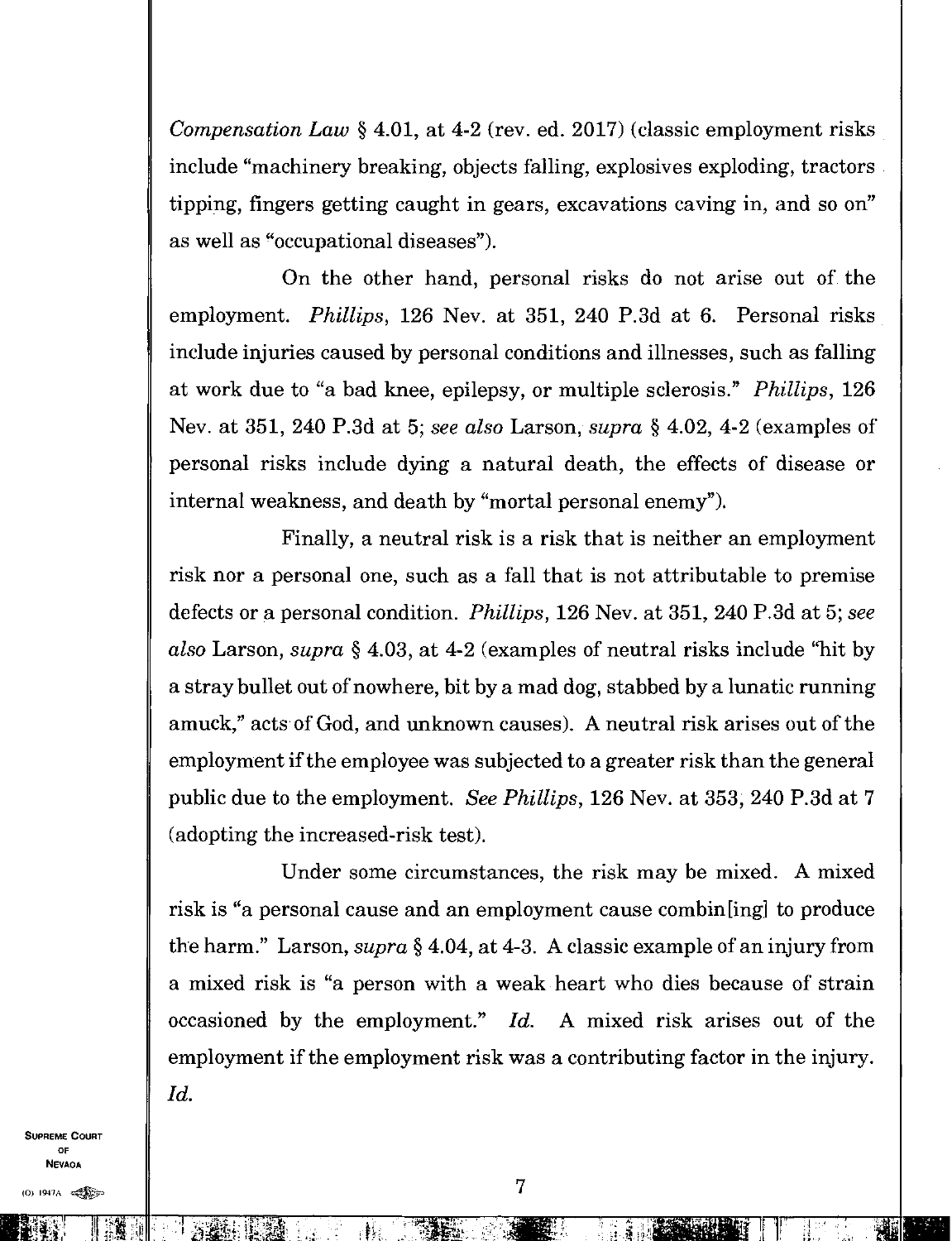*Compensation Law* § 4.01, at 4-2 (rev. ed. 2017) (classic employment risks include "machinery breaking, objects falling, explosives exploding, tractors tipping, fingers getting caught in gears, excavations caving in, and so on" as well as "occupational diseases").

On the other hand, personal risks do not arise out of the employment. *Phillips*, 126 Nev. at 351, 240 P.3d at 6. Personal risks include injuries caused by personal conditions and illnesses, such as falling at work due to "a bad knee, epilepsy, or multiple sclerosis." *Phillips*, 126 Nev. at 351, 240 P.3d at 5; *see also* Larson, *supra* § 4.02, 4-2 (examples of personal risks include dying a natural death, the effects of disease or internal weakness, and death by "mortal personal enemy").

Finally, a neutral risk is a risk that is neither an employment risk nor a personal one, such as a fall that is not attributable to premise defects or a personal condition. *Phillips*, 126 Nev. at 351, 240 P.3d at 5; *see also* Larson, *supra* § 4.03, at 4-2 (examples of neutral risks include "hit by a stray bullet out of nowhere, bit by a mad dog, stabbed by a lunatic running amuck," acts of God, and unknown causes). A neutral risk arises out of the employment if the employee was subjected to a greater risk than the general public due to the employment. *See Phillips*, 126 Nev. at 353, 240 P.3d at 7 (adopting the increased-risk test).

Under some circumstances, the risk may be mixed. A mixed risk is "a personal cause and an employment cause combin[ing] to produce the harm." Larson, *supra* § 4.04, at 4-3. A classic example of an injury from a mixed risk is "a person with a weak heart who dies because of strain occasioned by the employment." *Id.* A mixed risk arises out of the employment if the employment risk was a contributing factor in the injury. *Id.*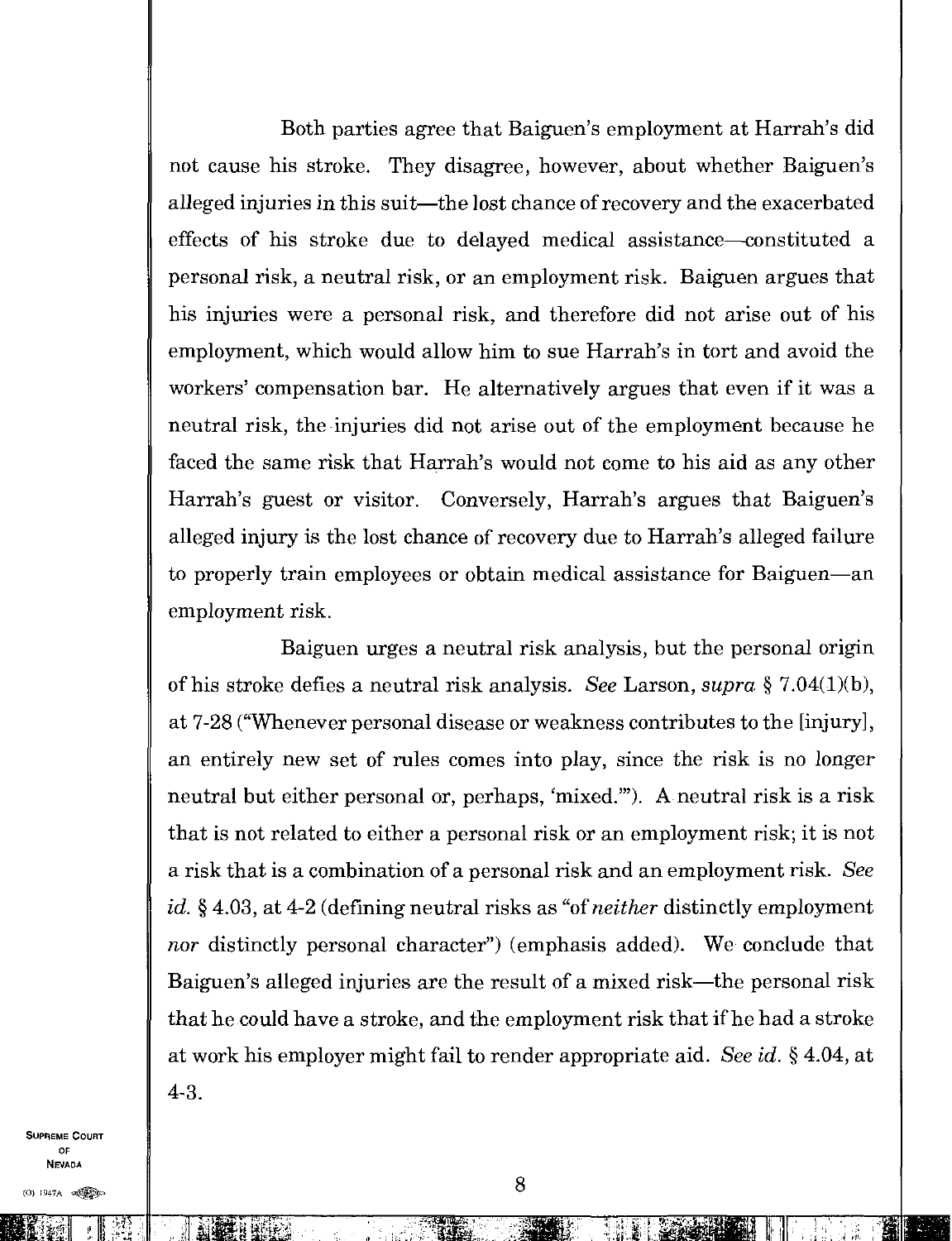Both parties agree that Baiguen's employment at Harrah's did not cause his stroke. They disagree, however, about whether Baiguen's alleged injuries in this suit—the lost chance of recovery and the exacerbated effects of his stroke due to delayed medical assistance—constituted a personal risk, a neutral risk, or an employment risk. Baiguen argues that his injuries were a personal risk, and therefore did not arise out of his employment, which would allow him to sue Harrah's in tort and avoid the workers' compensation bar. He alternatively argues that even if it was a neutral risk, the injuries did not arise out of the employment because he faced the same risk that Harrah's would not come to his aid as any other Harrah's guest or visitor. Conversely, Harrah's argues that Baiguen's alleged injury is the lost chance of recovery due to Harrah's alleged failure to properly train employees or obtain medical assistance for Baiguen—an employment risk.

Baiguen urges a neutral risk analysis, but the personal origin of his stroke defies a neutral risk analysis. *See* Larson, *supra* § 7.04(1)(b), at 7-28 ("Whenever personal disease or weakness contributes to the [injury], an entirely new set of rules comes into play, since the risk is no longer neutral but either personal or, perhaps, 'mixed.'"). A neutral risk is a risk that is not related to either a personal risk or an employment risk; it is not a risk that is a combination of a personal risk and an employment risk. *See id.* § 4.03, at 4-2 (defining neutral risks as "of *neither* distinctly employment *nor* distinctly personal character") (emphasis added). We conclude that Baiguen's alleged injuries are the result of a mixed risk—the personal risk that he could have a stroke, and the employment risk that if he had a stroke at work his employer might fail to render appropriate aid. *See id.* § 4.04, at 4-3.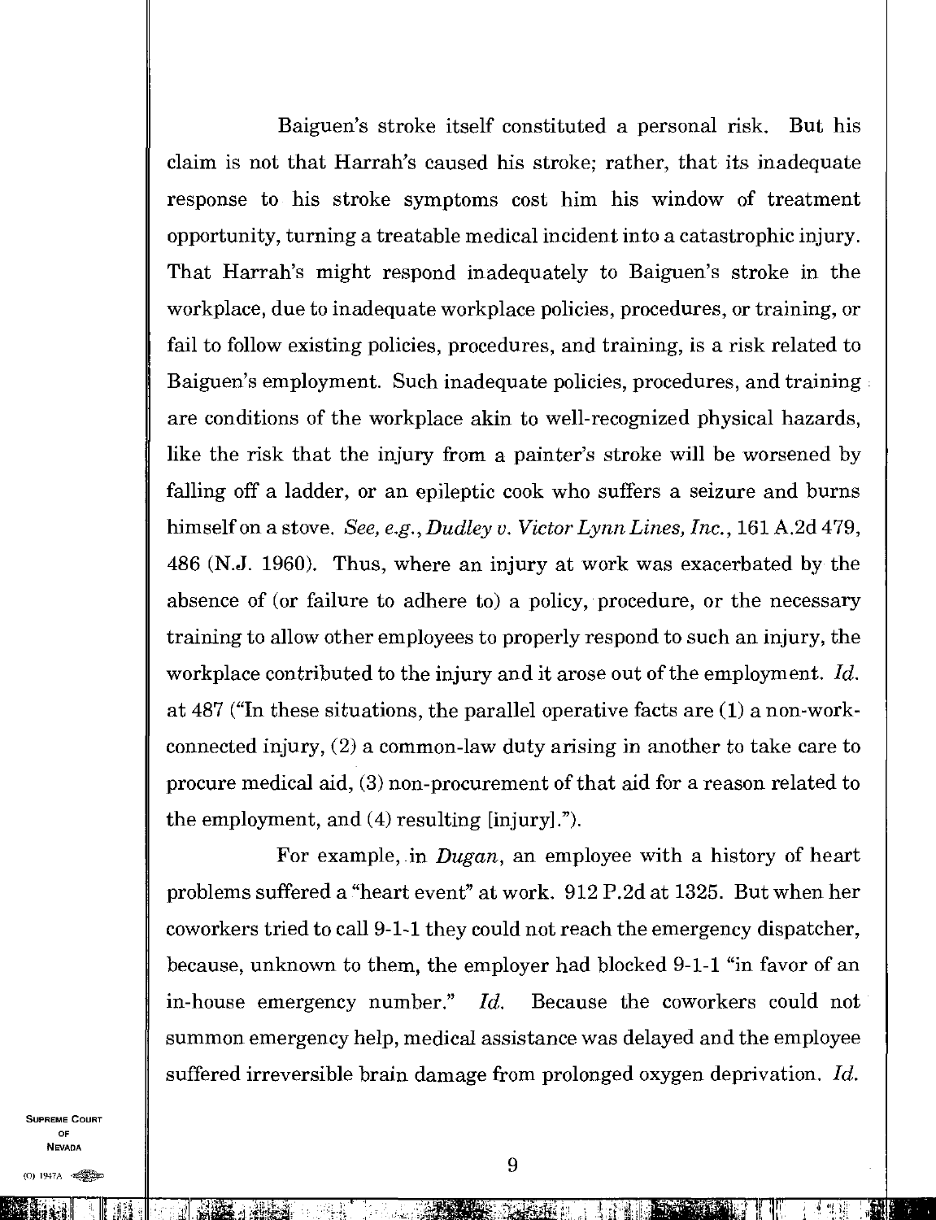Baiguen's stroke itself constituted a personal risk. But his claim is not that Harrah's caused his stroke; rather, that its inadequate response to his stroke symptoms cost him his window of treatment opportunity, turning a treatable medical incident into a catastrophic injury. That Harrah's might respond inadequately to Baiguen's stroke in the workplace, due to inadequate workplace policies, procedures, or training, or fail to follow existing policies, procedures, and training, is a risk related to Baiguen's employment. Such inadequate policies, procedures, and training are conditions of the workplace akin to well-recognized physical hazards, like the risk that the injury from a painter's stroke will be worsened by falling off a ladder, or an epileptic cook who suffers a seizure and burns himself on a stove. *See, e.g., Dudley v. Victor Lynn Lines, Inc.*, 161 A.2d 479, 486 (N.J. 1960). Thus, where an injury at work was exacerbated by the absence of (or failure to adhere to) a policy, procedure, or the necessary training to allow other employees to properly respond to such an injury, the workplace contributed to the injury and it arose out of the employment. *Id.* at 487 ("In these situations, the parallel operative facts are (1) a non-work-connected injury, (2) a common-law duty arising in another to take care to procure medical aid, (3) non-procurement of that aid for a reason related to the employment, and (4) resulting [injury].").

For example, in *Dugan*, an employee with a history of heart problems suffered a "heart event" at work. 912 P.2d at 1325. But when her coworkers tried to call 9-1-1 they could not reach the emergency dispatcher, because, unknown to them, the employer had blocked 9-1-1 "in favor of an in-house emergency number." *Id.* Because the coworkers could not summon emergency help, medical assistance was delayed and the employee suffered irreversible brain damage from prolonged oxygen deprivation. *Id.*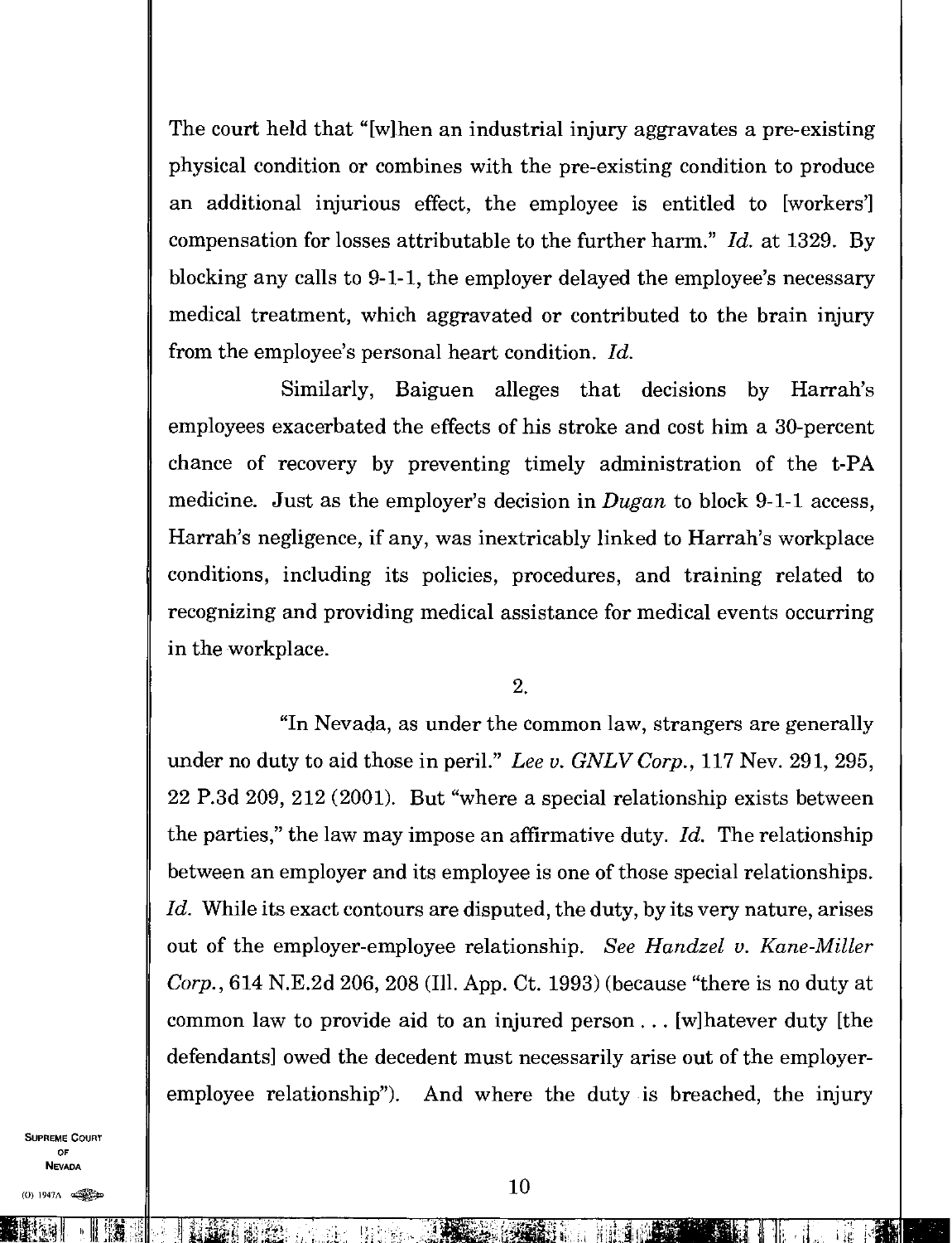The court held that "[w]hen an industrial injury aggravates a pre-existing physical condition or combines with the pre-existing condition to produce an additional injurious effect, the employee is entitled to [workers'] compensation for losses attributable to the further harm." *Id.* at 1329. By blocking any calls to 9-1-1, the employer delayed the employee's necessary medical treatment, which aggravated or contributed to the brain injury from the employee's personal heart condition. *Id.*

Similarly, Baiguen alleges that decisions by Harrah's employees exacerbated the effects of his stroke and cost him a 30-percent chance of recovery by preventing timely administration of the t-PA medicine. Just as the employer's decision in *Dugan* to block 9-1-1 access, Harrah's negligence, if any, was inextricably linked to Harrah's workplace conditions, including its policies, procedures, and training related to recognizing and providing medical assistance for medical events occurring in the workplace.

2.

"In Nevada, as under the common law, strangers are generally under no duty to aid those in peril." *Lee v. GNLV Corp.*, 117 Nev. 291, 295, 22 P.3d 209, 212 (2001). But "where a special relationship exists between the parties," the law may impose an affirmative duty. *Id.* The relationship between an employer and its employee is one of those special relationships. *Id.* While its exact contours are disputed, the duty, by its very nature, arises out of the employer-employee relationship. *See Handzel v. Kane-Miller Corp.*, 614 N.E.2d 206, 208 (Ill. App. Ct. 1993) (because "there is no duty at common law to provide aid to an injured person . . . [w]hatever duty [the defendants] owed the decedent must necessarily arise out of the employer-employee relationship"). And where the duty is breached, the injury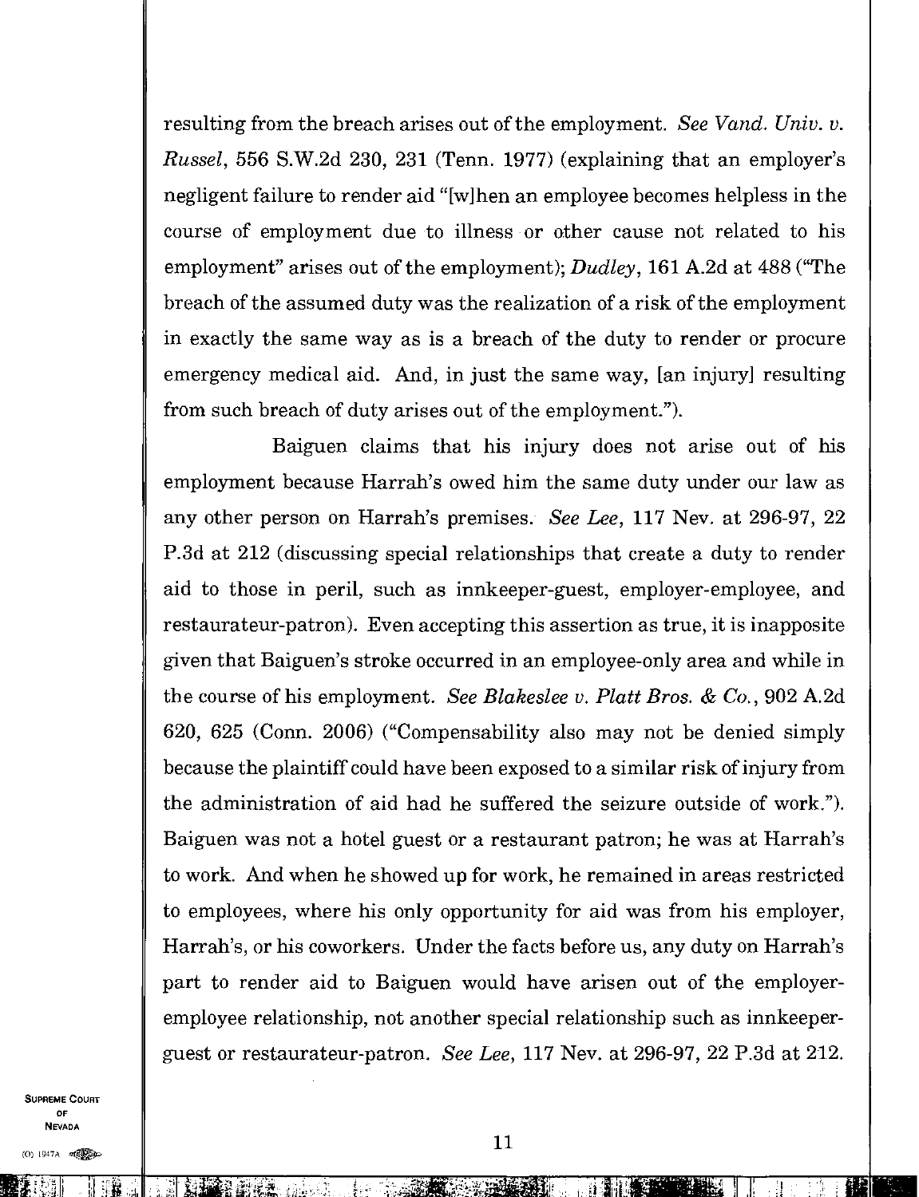resulting from the breach arises out of the employment. *See Vand. Univ. v. Russel*, 556 S.W.2d 230, 231 (Tenn. 1977) (explaining that an employer's negligent failure to render aid "[w]hen an employee becomes helpless in the course of employment due to illness or other cause not related to his employment" arises out of the employment); *Dudley*, 161 A.2d at 488 ("The breach of the assumed duty was the realization of a risk of the employment in exactly the same way as is a breach of the duty to render or procure emergency medical aid. And, in just the same way, [an injury] resulting from such breach of duty arises out of the employment.").

Baiguen claims that his injury does not arise out of his employment because Harrah's owed him the same duty under our law as any other person on Harrah's premises. *See Lee*, 117 Nev. at 296-97, 22 P.3d at 212 (discussing special relationships that create a duty to render aid to those in peril, such as innkeeper-guest, employer-employee, and restaurateur-patron). Even accepting this assertion as true, it is inapposite given that Baiguen's stroke occurred in an employee-only area and while in the course of his employment. *See Blakeslee v. Platt Bros. & Co.*, 902 A.2d 620, 625 (Conn. 2006) ("Compensability also may not be denied simply because the plaintiff could have been exposed to a similar risk of injury from the administration of aid had he suffered the seizure outside of work."). Baiguen was not a hotel guest or a restaurant patron; he was at Harrah's to work. And when he showed up for work, he remained in areas restricted to employees, where his only opportunity for aid was from his employer, Harrah's, or his coworkers. Under the facts before us, any duty on Harrah's part to render aid to Baiguen would have arisen out of the employer-employee relationship, not another special relationship such as innkeeper-guest or restaurateur-patron. *See Lee*, 117 Nev. at 296-97, 22 P.3d at 212.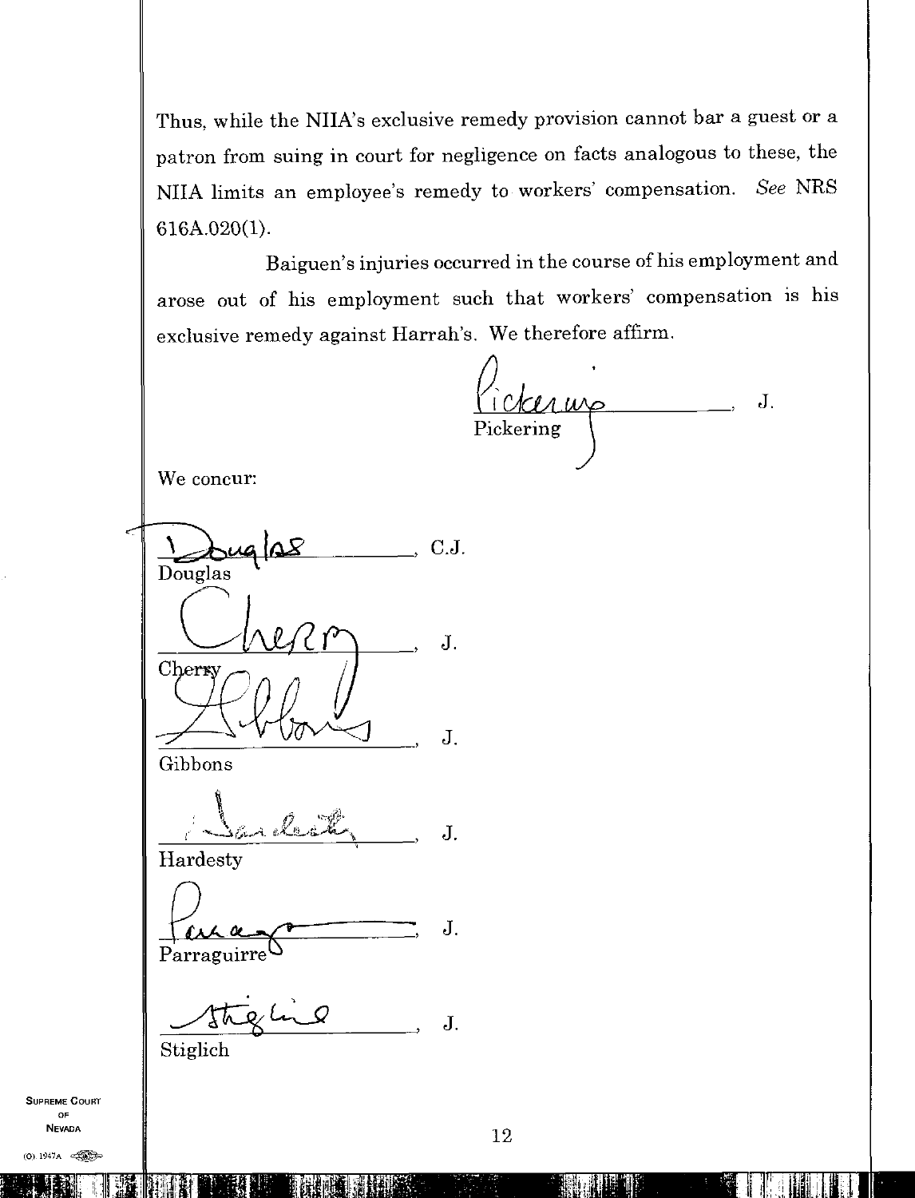Thus, while the NIIA's exclusive remedy provision cannot bar a guest or a patron from suing in court for negligence on facts analogous to these, the NIIA limits an employee's remedy to workers' compensation. *See* NRS 616A.020(1).

Baiguen's injuries occurred in the course of his employment and arose out of his employment such that workers' compensation is his exclusive remedy against Harrah's. We therefore affirm.

Pickering, J.
Pickering

We concur:

Douglas, C.J.
Douglas

Cherry, J.
Cherry

Gibbons, J.
Gibbons

Hardesty, J.
Hardesty

Parraguirre, J.
Parraguirre

Stiglich, J.
Stiglich